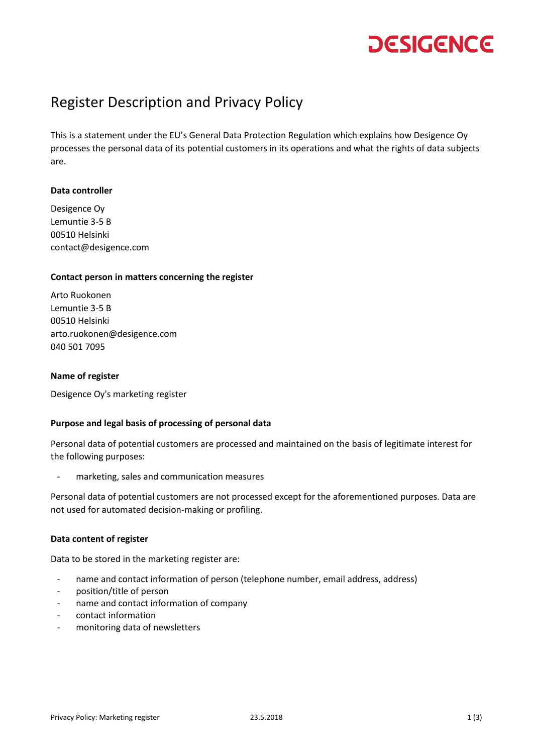# Register Description and Privacy Policy

This is a statement under the EU's General Data Protection Regulation which explains how Desigence Oy processes the personal data of its potential customers in its operations and what the rights of data subjects are.

**Data controller**

Desigence Oy
Lemuntie 3-5 B
00510 Helsinki
contact@desigence.com

**Contact person in matters concerning the register**

Arto Ruokonen
Lemuntie 3-5 B
00510 Helsinki
arto.ruokonen@desigence.com
040 501 7095

**Name of register**

Desigence Oy's marketing register

**Purpose and legal basis of processing of personal data**

Personal data of potential customers are processed and maintained on the basis of legitimate interest for the following purposes:

- marketing, sales and communication measures

Personal data of potential customers are not processed except for the aforementioned purposes. Data are not used for automated decision-making or profiling.

**Data content of register**

Data to be stored in the marketing register are:

- name and contact information of person (telephone number, email address, address)
- position/title of person
- name and contact information of company
- contact information
- monitoring data of newsletters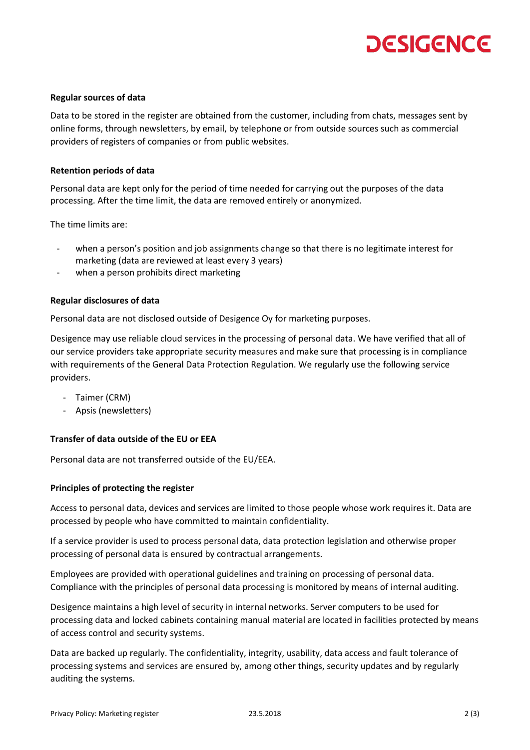**Regular sources of data**

Data to be stored in the register are obtained from the customer, including from chats, messages sent by online forms, through newsletters, by email, by telephone or from outside sources such as commercial providers of registers of companies or from public websites.

**Retention periods of data**

Personal data are kept only for the period of time needed for carrying out the purposes of the data processing. After the time limit, the data are removed entirely or anonymized.

The time limits are:

- when a person's position and job assignments change so that there is no legitimate interest for marketing (data are reviewed at least every 3 years)
- when a person prohibits direct marketing

**Regular disclosures of data**

Personal data are not disclosed outside of Desigence Oy for marketing purposes.

Desigence may use reliable cloud services in the processing of personal data. We have verified that all of our service providers take appropriate security measures and make sure that processing is in compliance with requirements of the General Data Protection Regulation. We regularly use the following service providers.

- Taimer (CRM)
- Apsis (newsletters)

**Transfer of data outside of the EU or EEA**

Personal data are not transferred outside of the EU/EEA.

**Principles of protecting the register**

Access to personal data, devices and services are limited to those people whose work requires it. Data are processed by people who have committed to maintain confidentiality.

If a service provider is used to process personal data, data protection legislation and otherwise proper processing of personal data is ensured by contractual arrangements.

Employees are provided with operational guidelines and training on processing of personal data. Compliance with the principles of personal data processing is monitored by means of internal auditing.

Desigence maintains a high level of security in internal networks. Server computers to be used for processing data and locked cabinets containing manual material are located in facilities protected by means of access control and security systems.

Data are backed up regularly. The confidentiality, integrity, usability, data access and fault tolerance of processing systems and services are ensured by, among other things, security updates and by regularly auditing the systems.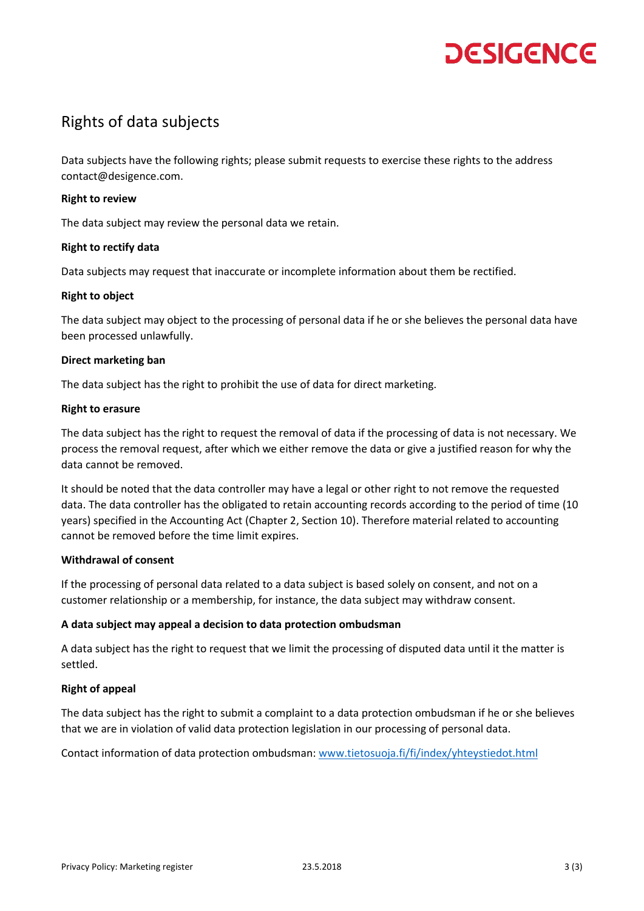## Rights of data subjects

Data subjects have the following rights; please submit requests to exercise these rights to the address contact@desigence.com.

**Right to review**

The data subject may review the personal data we retain.

**Right to rectify data**

Data subjects may request that inaccurate or incomplete information about them be rectified.

**Right to object**

The data subject may object to the processing of personal data if he or she believes the personal data have been processed unlawfully.

**Direct marketing ban**

The data subject has the right to prohibit the use of data for direct marketing.

**Right to erasure**

The data subject has the right to request the removal of data if the processing of data is not necessary. We process the removal request, after which we either remove the data or give a justified reason for why the data cannot be removed.

It should be noted that the data controller may have a legal or other right to not remove the requested data. The data controller has the obligated to retain accounting records according to the period of time (10 years) specified in the Accounting Act (Chapter 2, Section 10). Therefore material related to accounting cannot be removed before the time limit expires.

**Withdrawal of consent**

If the processing of personal data related to a data subject is based solely on consent, and not on a customer relationship or a membership, for instance, the data subject may withdraw consent.

**A data subject may appeal a decision to data protection ombudsman**

A data subject has the right to request that we limit the processing of disputed data until it the matter is settled.

**Right of appeal**

The data subject has the right to submit a complaint to a data protection ombudsman if he or she believes that we are in violation of valid data protection legislation in our processing of personal data.

Contact information of data protection ombudsman: [www.tietosuoja.fi/fi/index/yhteystiedot.html](www.tietosuoja.fi/fi/index/yhteystiedot.html)